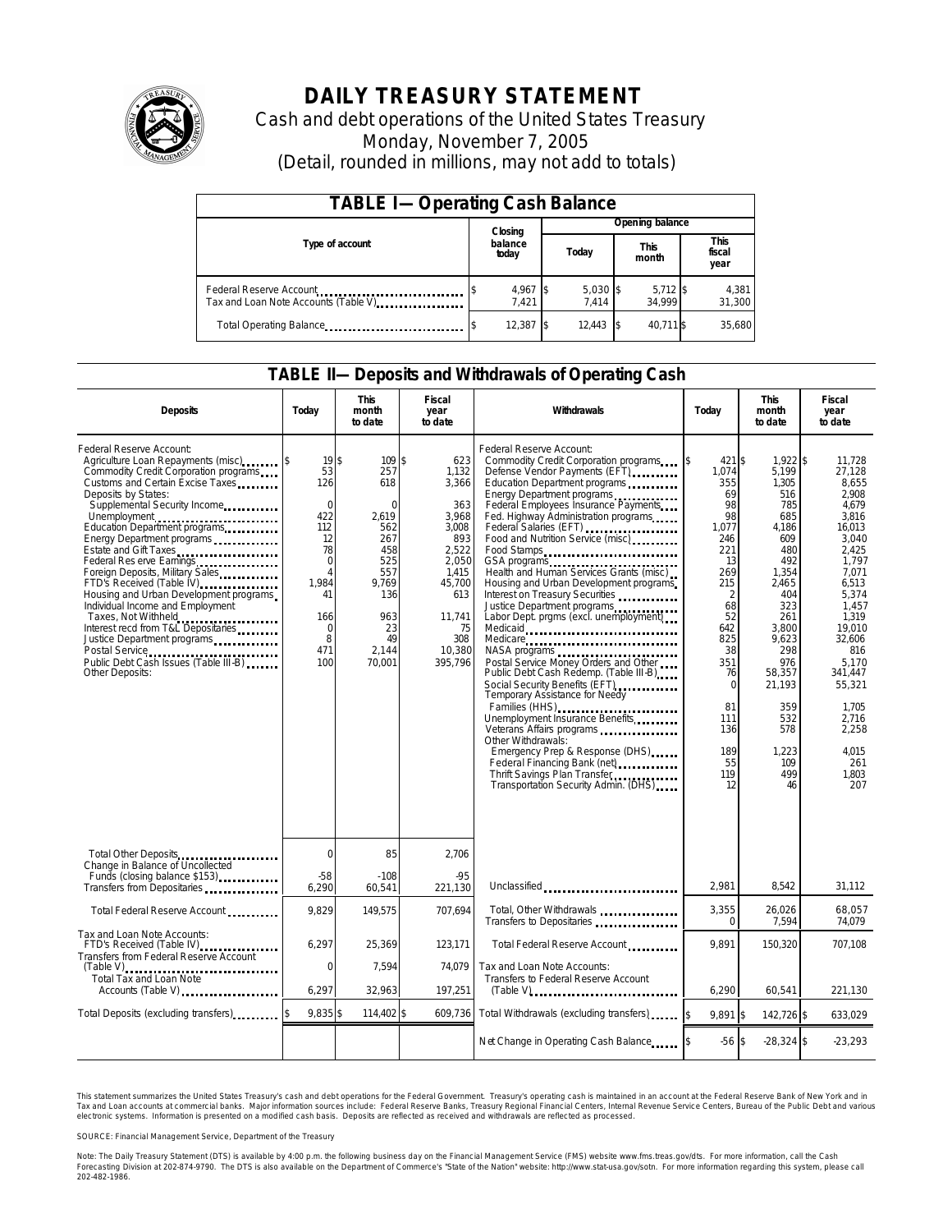# DAILY TREASURY STATEMENT

Cash and debt operations of the United States Treasury

Monday, November 7, 2005

(Detail, rounded in millions, may not add to totals)

## TABLE I—Operating Cash Balance

| Type of account | Closing balance today | Opening balance Today | Opening balance This month | Opening balance This fiscal year |
|---|---|---|---|---|
| Federal Reserve Account | $ 4,967 | $ 5,030 | $ 5,712 | $ 4,381 |
| Tax and Loan Note Accounts (Table V) | 7,421 | 7,414 | 34,999 | 31,300 |
| Total Operating Balance | $ 12,387 | $ 12,443 | $ 40,711 | $ 35,680 |

## TABLE II—Deposits and Withdrawals of Operating Cash

| Deposits | Today | This month to date | Fiscal year to date | Withdrawals | Today | This month to date | Fiscal year to date |
|---|---|---|---|---|---|---|---|
| Federal Reserve Account: | | | | Federal Reserve Account: | | | |
| Agriculture Loan Repayments (misc) | $ 19 | $ 109 | $ 623 | Commodity Credit Corporation programs | $ 421 | $ 1,922 | $ 11,728 |
| Commodity Credit Corporation programs | 53 | 257 | 1,132 | Defense Vendor Payments (EFT) | 1,074 | 5,199 | 27,128 |
| Customs and Certain Excise Taxes | 126 | 618 | 3,366 | Education Department programs | 355 | 1,305 | 8,655 |
| Deposits by States: | | | | Energy Department programs | 69 | 516 | 2,908 |
| Supplemental Security Income | 0 | 0 | 363 | Federal Employees Insurance Payments | 98 | 785 | 4,679 |
| Unemployment | 422 | 2,619 | 3,968 | Fed. Highway Administration programs | 98 | 685 | 3,816 |
| Education Department programs | 112 | 562 | 3,008 | Federal Salaries (EFT) | 1,077 | 4,186 | 16,013 |
| Energy Department programs | 12 | 267 | 893 | Food and Nutrition Service (misc) | 246 | 609 | 3,040 |
| Estate and Gift Taxes | 78 | 458 | 2,522 | Food Stamps | 221 | 480 | 2,425 |
| Federal Reserve Earnings | 0 | 525 | 2,050 | GSA programs | 13 | 492 | 1,797 |
| Foreign Deposits, Military Sales | 4 | 557 | 1,415 | Health and Human Services Grants (misc) | 269 | 1,354 | 7,071 |
| FTD's Received (Table IV) | 1,984 | 9,769 | 45,700 | Housing and Urban Development programs | 215 | 2,465 | 6,513 |
| Housing and Urban Development programs | 41 | 136 | 613 | Interest on Treasury Securities | 2 | 404 | 5,374 |
| Individual Income and Employment Taxes, Not Withheld | 166 | 963 | 11,741 | Justice Department programs | 68 | 323 | 1,457 |
| Interest recd from T&L Depositaries | 0 | 23 | 75 | Labor Dept. prgms (excl. unemployment) | 52 | 261 | 1,319 |
| Justice Department programs | 8 | 49 | 308 | Medicaid | 642 | 3,800 | 19,010 |
| Postal Service | 471 | 2,144 | 10,380 | Medicare | 825 | 9,623 | 32,606 |
| Public Debt Cash Issues (Table III-B) | 100 | 70,001 | 395,796 | NASA programs | 38 | 298 | 816 |
| Other Deposits: | | | | Postal Service Money Orders and Other | 351 | 976 | 5,170 |
| | | | | Public Debt Cash Redemp. (Table III-B) | 76 | 58,357 | 341,447 |
| | | | | Social Security Benefits (EFT) | 0 | 21,193 | 55,321 |
| | | | | Temporary Assistance for Needy Families (HHS) | 81 | 359 | 1,705 |
| | | | | Unemployment Insurance Benefits | 111 | 532 | 2,716 |
| | | | | Veterans Affairs programs | 136 | 578 | 2,258 |
| | | | | Other Withdrawals: | | | |
| | | | | Emergency Prep & Response (DHS) | 189 | 1,223 | 4,015 |
| | | | | Federal Financing Bank (net) | 55 | 109 | 261 |
| | | | | Thrift Savings Plan Transfer | 119 | 499 | 1,803 |
| | | | | Transportation Security Admin. (DHS) | 12 | 46 | 207 |
| Total Other Deposits | 0 | 85 | 2,706 | | | | |
| Change in Balance of Uncollected Funds (closing balance $153) | -58 | -108 | -95 | | | | |
| Transfers from Depositaries | 6,290 | 60,541 | 221,130 | Unclassified | 2,981 | 8,542 | 31,112 |
| Total Federal Reserve Account | 9,829 | 149,575 | 707,694 | Total, Other Withdrawals | 3,355 | 26,026 | 68,057 |
| | | | | Transfers to Depositaries | 0 | 7,594 | 74,079 |
| Tax and Loan Note Accounts: | | | | | | | |
| FTD's Received (Table IV) | 6,297 | 25,369 | 123,171 | Total Federal Reserve Account | 9,891 | 150,320 | 707,108 |
| Transfers from Federal Reserve Account (Table V) | 0 | 7,594 | 74,079 | Tax and Loan Note Accounts: | | | |
| Total Tax and Loan Note Accounts (Table V) | 6,297 | 32,963 | 197,251 | Transfers to Federal Reserve Account (Table V) | 6,290 | 60,541 | 221,130 |
| Total Deposits (excluding transfers) | $ 9,835 | $ 114,402 | $ 609,736 | Total Withdrawals (excluding transfers) | $ 9,891 | $ 142,726 | $ 633,029 |
| | | | | Net Change in Operating Cash Balance | $ -56 | $ -28,324 | $ -23,293 |

This statement summarizes the United States Treasury's cash and debt operations for the Federal Government. Treasury's operating cash is maintained in an account at the Federal Reserve Bank of New York and in Tax and Loan accounts at commercial banks. Major information sources include: Federal Reserve Banks, Treasury Regional Financial Centers, Internal Revenue Service Centers, Bureau of the Public Debt and various electronic systems. Information is presented on a modified cash basis. Deposits are reflected as received and withdrawals are reflected as processed.

SOURCE: Financial Management Service, Department of the Treasury

Note: The Daily Treasury Statement (DTS) is available by 4:00 p.m. the following business day on the Financial Management Service (FMS) website www.fms.treas.gov/dts. For more information, call the Cash Forecasting Division at 202-874-9790. The DTS is also available on the Department of Commerce's "State of the Nation" website: http://www.stat-usa.gov/sotn. For more information regarding this system, please call 202-482-1986.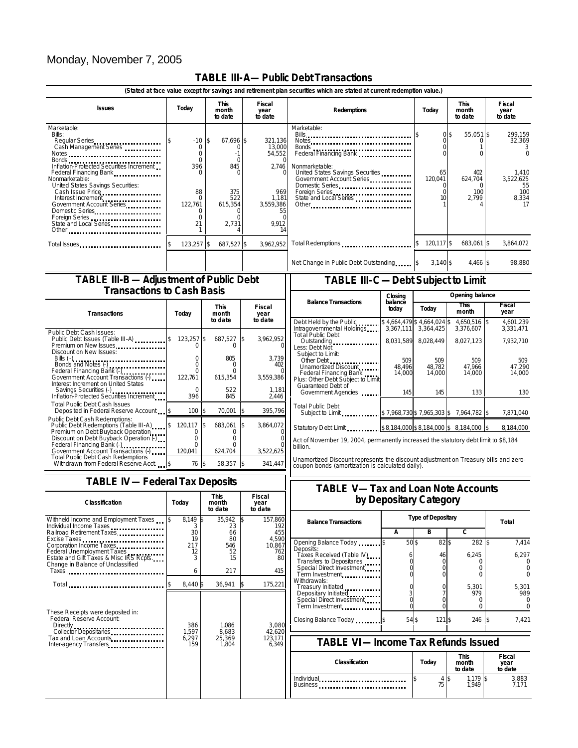Monday, November 7, 2005

## TABLE III-A— Public Debt Transactions

(Stated at face value except for savings and retirement plan securities which are stated at current redemption value.)

| Issues | Today | This month to date | Fiscal year to date | Redemptions | Today | This month to date | Fiscal year to date |
|---|---|---|---|---|---|---|---|
| Marketable: | | | | Marketable: | | | |
| Bills: | | | | Bills | $ 0 | $ 55,051 | $ 299,159 |
| Regular Series | $ -10 | $ 67,696 | $ 321,136 | Notes | 0 | 0 | 32,369 |
| Cash Management Series | 0 | 0 | 13,000 | Bonds | 0 | 1 | 3 |
| Notes | 0 | -1 | 54,552 | Federal Financing Bank | 0 | 0 | 0 |
| Bonds | 0 | 0 | 0 | | | | |
| Inflation-Protected Securities Increment | 396 | 845 | 2,746 | Nonmarketable: | | | |
| Federal Financing Bank | 0 | 0 | 0 | United States Savings Securities | 65 | 402 | 1,410 |
| Nonmarketable: | | | | Government Account Series | 120,041 | 624,704 | 3,522,625 |
| United States Savings Securities: | | | | Domestic Series | 0 | 0 | 55 |
| Cash Issue Price | 88 | 375 | 969 | Foreign Series | 0 | 100 | 100 |
| Interest Increment | 0 | 522 | 1,181 | State and Local Series | 10 | 2,799 | 8,334 |
| Government Account Series | 122,761 | 615,354 | 3,559,386 | Other | 1 | 4 | 17 |
| Domestic Series | 0 | 0 | 55 | | | | |
| Foreign Series | 0 | 0 | 0 | | | | |
| State and Local Series | 21 | 2,731 | 9,912 | | | | |
| Other | 1 | 4 | 14 | | | | |
| Total Issues | $ 123,257 | $ 687,527 | $ 3,962,952 | Total Redemptions | $ 120,117 | $ 683,061 | $ 3,864,072 |
| | | | | Net Change in Public Debt Outstanding | $ 3,140 | $ 4,466 | $ 98,880 |

## TABLE III-B — Adjustment of Public Debt Transactions to Cash Basis

| Transactions | Today | This month to date | Fiscal year to date |
|---|---|---|---|
| Public Debt Cash Issues: | | | |
| Public Debt Issues (Table III-A) | $ 123,257 | $ 687,527 | $ 3,962,952 |
| Premium on New Issues | 0 | 0 | 0 |
| Discount on New Issues: | | | |
| Bills (-) | 0 | 805 | 3,739 |
| Bonds and Notes (-) | 0 | 0 | 402 |
| Federal Financing Bank (-) | 0 | 0 | 0 |
| Government Account Transactions (-) | 122,761 | 615,354 | 3,559,386 |
| Interest Increment on United States Savings Securities (-) | 0 | 522 | 1,181 |
| Inflation-Protected Securities Increment | 396 | 845 | 2,446 |
| Total Public Debt Cash Issues Deposited in Federal Reserve Account | $ 100 | $ 70,001 | $ 395,796 |
| Public Debt Cash Redemptions: | | | |
| Public Debt Redemptions (Table III-A) | $ 120,117 | $ 683,061 | $ 3,864,072 |
| Premium on Debt Buyback Operation | 0 | 0 | 0 |
| Discount on Debt Buyback Operation (-) | 0 | 0 | 0 |
| Federal Financing Bank (-) | 0 | 0 | 0 |
| Government Account Transactions (-) | 120,041 | 624,704 | 3,522,625 |
| Total Public Debt Cash Redemptions Withdrawn from Federal Reserve Acct. | $ 76 | $ 58,357 | $ 341,447 |

## TABLE III-C — Debt Subject to Limit

| Balance Transactions | Closing balance today | Opening balance Today | This month | Fiscal year |
|---|---|---|---|---|
| Debt Held by the Public | $ 4,664,479 | $ 4,664,024 | $ 4,650,516 | $ 4,601,239 |
| Intragovernmental Holdings | 3,367,111 | 3,364,425 | 3,376,607 | 3,331,471 |
| Total Public Debt Outstanding | 8,031,589 | 8,028,449 | 8,027,123 | 7,932,710 |
| Less: Debt Not Subject to Limit: | | | | |
| Other Debt | 509 | 509 | 509 | 509 |
| Unamortized Discount | 48,496 | 48,782 | 47,966 | 47,290 |
| Federal Financing Bank | 14,000 | 14,000 | 14,000 | 14,000 |
| Plus: Other Debt Subject to Limit Guaranteed Debt of Government Agencies | 145 | 145 | 133 | 130 |
| Total Public Debt Subject to Limit | $ 7,968,730 | $ 7,965,303 | $ 7,964,782 | $ 7,871,040 |
| Statutory Debt Limit | $ 8,184,000 | $ 8,184,000 | $ 8,184,000 | $ 8,184,000 |

Act of November 19, 2004, permanently increased the statutory debt limit to $8,184 billion.

Unamortized Discount represents the discount adjustment on Treasury bills and zero-coupon bonds (amortization is calculated daily).

## TABLE IV — Federal Tax Deposits

| Classification | Today | This month to date | Fiscal year to date |
|---|---|---|---|
| Withheld Income and Employment Taxes | $ 8,149 | $ 35,942 | $ 157,860 |
| Individual Income Taxes | 3 | 23 | 192 |
| Railroad Retirement Taxes | 30 | 66 | 455 |
| Excise Taxes | 19 | 80 | 4,590 |
| Corporation Income Taxes | 217 | 546 | 10,867 |
| Federal Unemployment Taxes | 12 | 52 | 762 |
| Estate and Gift Taxes & Misc IRS Rcpts. | 3 | 15 | 80 |
| Change in Balance of Unclassified Taxes | 6 | 217 | 415 |
| Total | $ 8,440 | $ 36,941 | $ 175,221 |
| These Receipts were deposited in: | | | |
| Federal Reserve Account: | | | |
| Directly | 386 | 1,086 | 3,080 |
| Collector Depositaries | 1,597 | 8,683 | 42,620 |
| Tax and Loan Accounts | 6,297 | 25,369 | 123,171 |
| Inter-agency Transfers | 159 | 1,804 | 6,349 |

## TABLE V — Tax and Loan Note Accounts by Depositary Category

| Balance Transactions | Type of Depositary A | B | C | Total |
|---|---|---|---|---|
| Opening Balance Today | $ 50 | $ 82 | $ 282 | $ 7,414 |
| Deposits: | | | | |
| Taxes Received (Table IV) | 6 | 46 | 6,245 | 6,297 |
| Transfers to Depositaries | 0 | 0 | 0 | 0 |
| Special Direct Investment | 0 | 0 | 0 | 0 |
| Term Investment | 0 | 0 | 0 | 0 |
| Withdrawals: | | | | |
| Treasury Initiated | 0 | 0 | 5,301 | 5,301 |
| Depositary Initiated | 3 | 7 | 979 | 989 |
| Special Direct Investment | 0 | 0 | 0 | 0 |
| Term Investment | 0 | 0 | 0 | 0 |
| Closing Balance Today | $ 54 | $ 121 | $ 246 | $ 7,421 |

## TABLE VI — Income Tax Refunds Issued

| Classification | Today | This month to date | Fiscal year to date |
|---|---|---|---|
| Individual | $ 4 | $ 1,179 | $ 3,883 |
| Business | 75 | 1,949 | 7,171 |